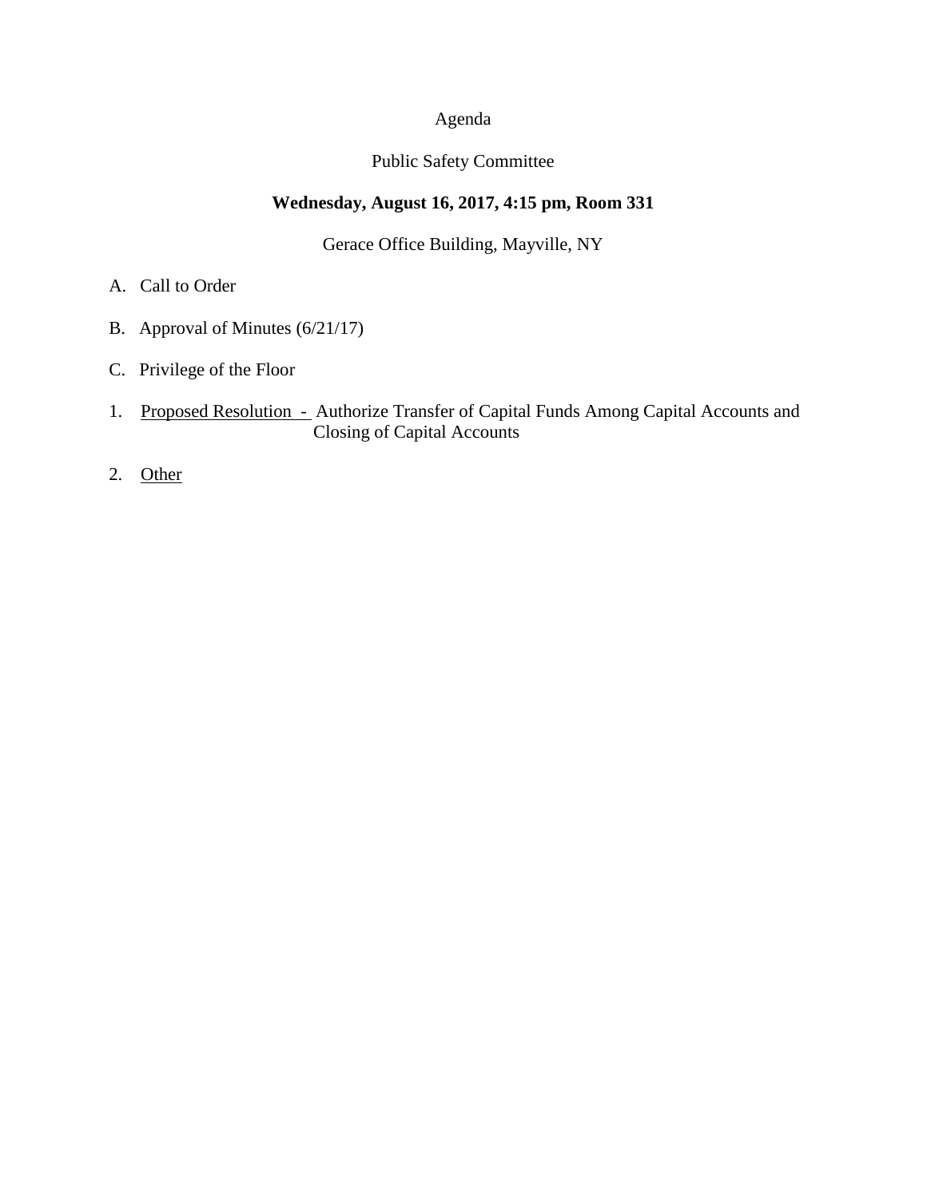Agenda

Public Safety Committee

**Wednesday, August 16, 2017, 4:15 pm, Room 331**

Gerace Office Building, Mayville, NY

A. Call to Order

B. Approval of Minutes (6/21/17)

C. Privilege of the Floor

1. <u>Proposed Resolution - </u> Authorize Transfer of Capital Funds Among Capital Accounts and Closing of Capital Accounts

2. <u>Other</u>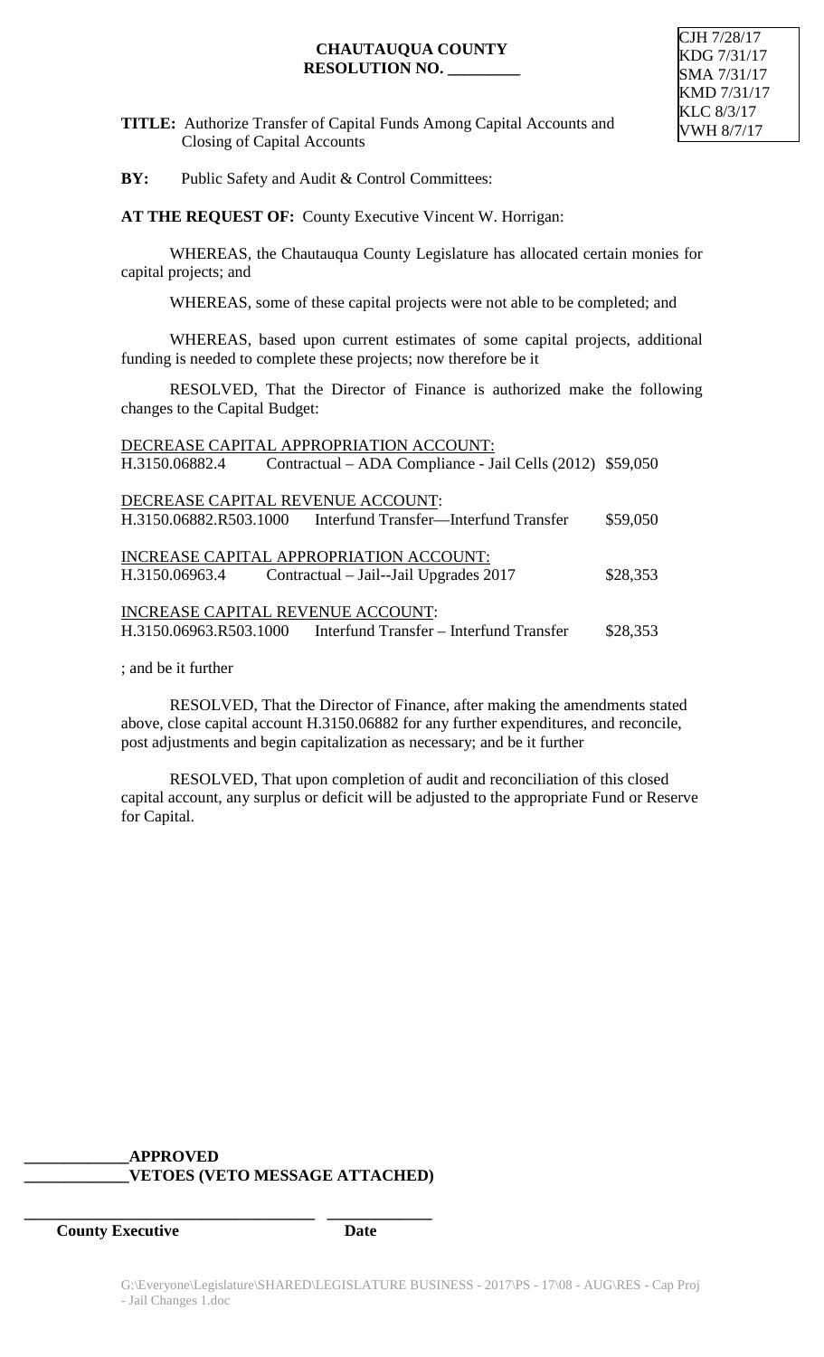CJH 7/28/17
KDG 7/31/17
SMA 7/31/17
KMD 7/31/17
KLC 8/3/17
VWH 8/7/17

**CHAUTAUQUA COUNTY**
**RESOLUTION NO. _________**

**TITLE:** Authorize Transfer of Capital Funds Among Capital Accounts and Closing of Capital Accounts

**BY:** Public Safety and Audit & Control Committees:

**AT THE REQUEST OF:** County Executive Vincent W. Horrigan:

WHEREAS, the Chautauqua County Legislature has allocated certain monies for capital projects; and

WHEREAS, some of these capital projects were not able to be completed; and

WHEREAS, based upon current estimates of some capital projects, additional funding is needed to complete these projects; now therefore be it

RESOLVED, That the Director of Finance is authorized make the following changes to the Capital Budget:

DECREASE CAPITAL APPROPRIATION ACCOUNT:

| | | |
|---|---|---|
| H.3150.06882.4 | Contractual – ADA Compliance - Jail Cells (2012) | $59,050 |

DECREASE CAPITAL REVENUE ACCOUNT:

| | | |
|---|---|---|
| H.3150.06882.R503.1000 | Interfund Transfer—Interfund Transfer | $59,050 |

INCREASE CAPITAL APPROPRIATION ACCOUNT:

| | | |
|---|---|---|
| H.3150.06963.4 | Contractual – Jail--Jail Upgrades 2017 | $28,353 |

INCREASE CAPITAL REVENUE ACCOUNT:

| | | |
|---|---|---|
| H.3150.06963.R503.1000 | Interfund Transfer – Interfund Transfer | $28,353 |

; and be it further

RESOLVED, That the Director of Finance, after making the amendments stated above, close capital account H.3150.06882 for any further expenditures, and reconcile, post adjustments and begin capitalization as necessary; and be it further

RESOLVED, That upon completion of audit and reconciliation of this closed capital account, any surplus or deficit will be adjusted to the appropriate Fund or Reserve for Capital.

**_____________APPROVED**
**_____________VETOES (VETO MESSAGE ATTACHED)**

**_____________________________________ _____________**
**County Executive Date**

G:\Everyone\Legislature\SHARED\LEGISLATURE BUSINESS - 2017\PS - 17\08 - AUG\RES - Cap Proj - Jail Changes 1.doc